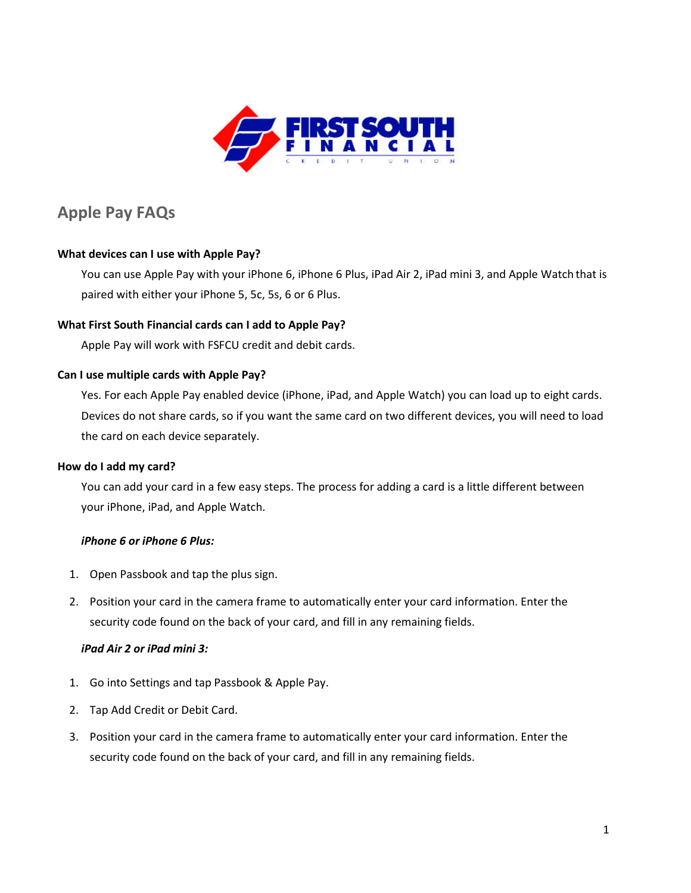FIRST SOUTH FINANCIAL CREDIT UNION

# Apple Pay FAQs

**What devices can I use with Apple Pay?**

You can use Apple Pay with your iPhone 6, iPhone 6 Plus, iPad Air 2, iPad mini 3, and Apple Watch that is paired with either your iPhone 5, 5c, 5s, 6 or 6 Plus.

**What First South Financial cards can I add to Apple Pay?**

Apple Pay will work with FSFCU credit and debit cards.

**Can I use multiple cards with Apple Pay?**

Yes. For each Apple Pay enabled device (iPhone, iPad, and Apple Watch) you can load up to eight cards. Devices do not share cards, so if you want the same card on two different devices, you will need to load the card on each device separately.

**How do I add my card?**

You can add your card in a few easy steps. The process for adding a card is a little different between your iPhone, iPad, and Apple Watch.

***iPhone 6 or iPhone 6 Plus:***

1. Open Passbook and tap the plus sign.
2. Position your card in the camera frame to automatically enter your card information. Enter the security code found on the back of your card, and fill in any remaining fields.

***iPad Air 2 or iPad mini 3:***

1. Go into Settings and tap Passbook & Apple Pay.
2. Tap Add Credit or Debit Card.
3. Position your card in the camera frame to automatically enter your card information. Enter the security code found on the back of your card, and fill in any remaining fields.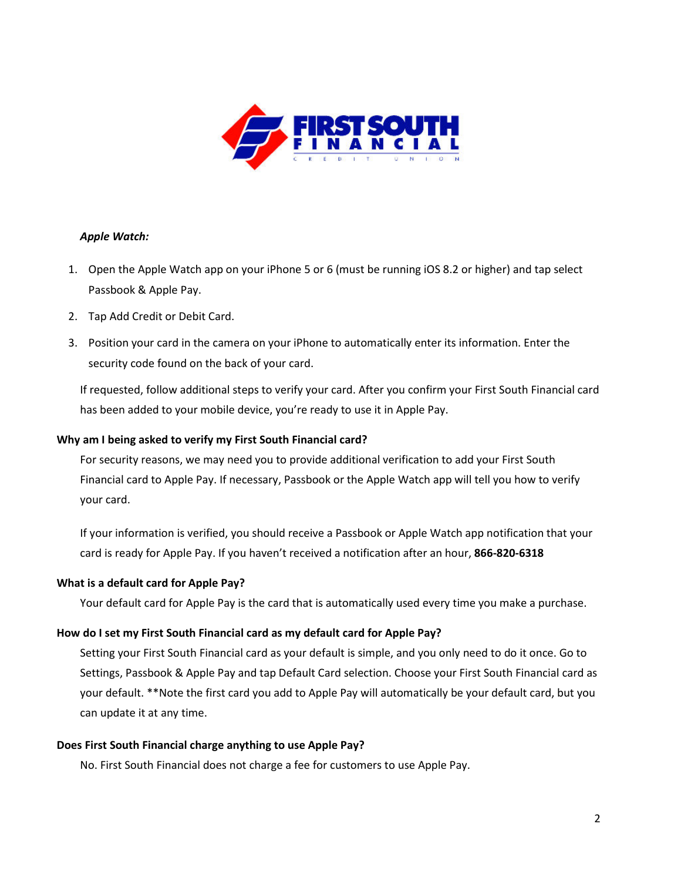***Apple Watch:***

1. Open the Apple Watch app on your iPhone 5 or 6 (must be running iOS 8.2 or higher) and tap select Passbook & Apple Pay.
2. Tap Add Credit or Debit Card.
3. Position your card in the camera on your iPhone to automatically enter its information. Enter the security code found on the back of your card.

If requested, follow additional steps to verify your card. After you confirm your First South Financial card has been added to your mobile device, you're ready to use it in Apple Pay.

**Why am I being asked to verify my First South Financial card?**

For security reasons, we may need you to provide additional verification to add your First South Financial card to Apple Pay. If necessary, Passbook or the Apple Watch app will tell you how to verify your card.

If your information is verified, you should receive a Passbook or Apple Watch app notification that your card is ready for Apple Pay. If you haven't received a notification after an hour, **866-820-6318**

**What is a default card for Apple Pay?**

Your default card for Apple Pay is the card that is automatically used every time you make a purchase.

**How do I set my First South Financial card as my default card for Apple Pay?**

Setting your First South Financial card as your default is simple, and you only need to do it once. Go to Settings, Passbook & Apple Pay and tap Default Card selection. Choose your First South Financial card as your default. **Note the first card you add to Apple Pay will automatically be your default card, but you can update it at any time.

**Does First South Financial charge anything to use Apple Pay?**

No. First South Financial does not charge a fee for customers to use Apple Pay.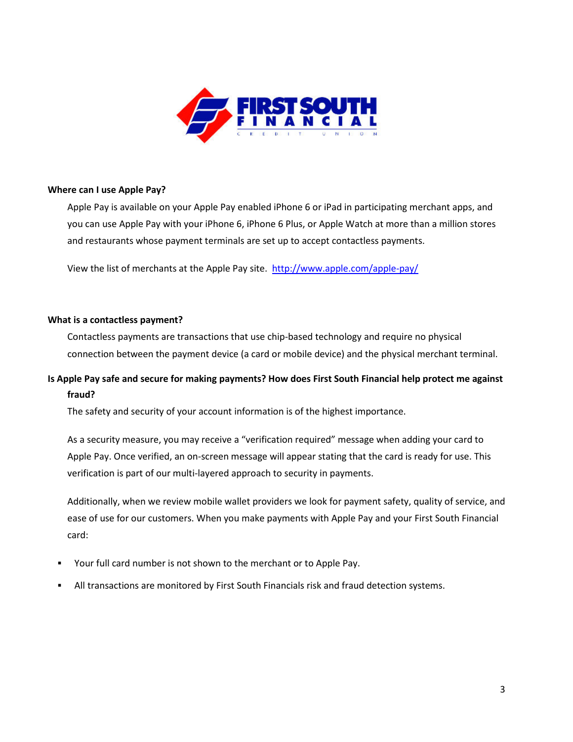**Where can I use Apple Pay?**

Apple Pay is available on your Apple Pay enabled iPhone 6 or iPad in participating merchant apps, and you can use Apple Pay with your iPhone 6, iPhone 6 Plus, or Apple Watch at more than a million stores and restaurants whose payment terminals are set up to accept contactless payments.

View the list of merchants at the Apple Pay site. [http://www.apple.com/apple-pay/](http://www.apple.com/apple-pay/)

**What is a contactless payment?**

Contactless payments are transactions that use chip-based technology and require no physical connection between the payment device (a card or mobile device) and the physical merchant terminal.

**Is Apple Pay safe and secure for making payments? How does First South Financial help protect me against fraud?**

The safety and security of your account information is of the highest importance.

As a security measure, you may receive a "verification required" message when adding your card to Apple Pay. Once verified, an on-screen message will appear stating that the card is ready for use. This verification is part of our multi-layered approach to security in payments.

Additionally, when we review mobile wallet providers we look for payment safety, quality of service, and ease of use for our customers. When you make payments with Apple Pay and your First South Financial card:

- Your full card number is not shown to the merchant or to Apple Pay.
- All transactions are monitored by First South Financials risk and fraud detection systems.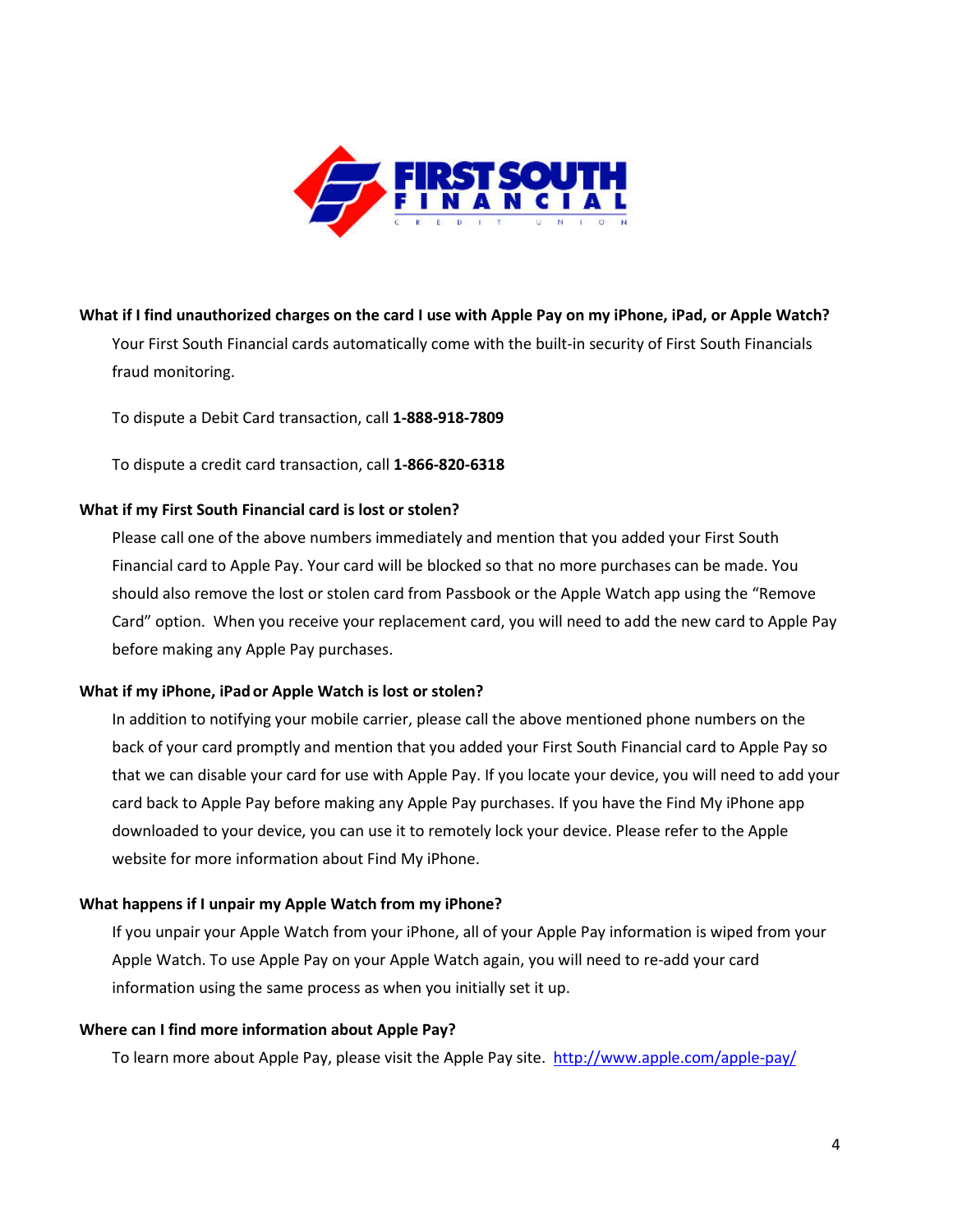**What if I find unauthorized charges on the card I use with Apple Pay on my iPhone, iPad, or Apple Watch?**

Your First South Financial cards automatically come with the built-in security of First South Financials fraud monitoring.

To dispute a Debit Card transaction, call **1-888-918-7809**

To dispute a credit card transaction, call **1-866-820-6318**

**What if my First South Financial card is lost or stolen?**

Please call one of the above numbers immediately and mention that you added your First South Financial card to Apple Pay. Your card will be blocked so that no more purchases can be made. You should also remove the lost or stolen card from Passbook or the Apple Watch app using the "Remove Card" option. When you receive your replacement card, you will need to add the new card to Apple Pay before making any Apple Pay purchases.

**What if my iPhone, iPad or Apple Watch is lost or stolen?**

In addition to notifying your mobile carrier, please call the above mentioned phone numbers on the back of your card promptly and mention that you added your First South Financial card to Apple Pay so that we can disable your card for use with Apple Pay. If you locate your device, you will need to add your card back to Apple Pay before making any Apple Pay purchases. If you have the Find My iPhone app downloaded to your device, you can use it to remotely lock your device. Please refer to the Apple website for more information about Find My iPhone.

**What happens if I unpair my Apple Watch from my iPhone?**

If you unpair your Apple Watch from your iPhone, all of your Apple Pay information is wiped from your Apple Watch. To use Apple Pay on your Apple Watch again, you will need to re-add your card information using the same process as when you initially set it up.

**Where can I find more information about Apple Pay?**

To learn more about Apple Pay, please visit the Apple Pay site. [http://www.apple.com/apple-pay/](http://www.apple.com/apple-pay/)